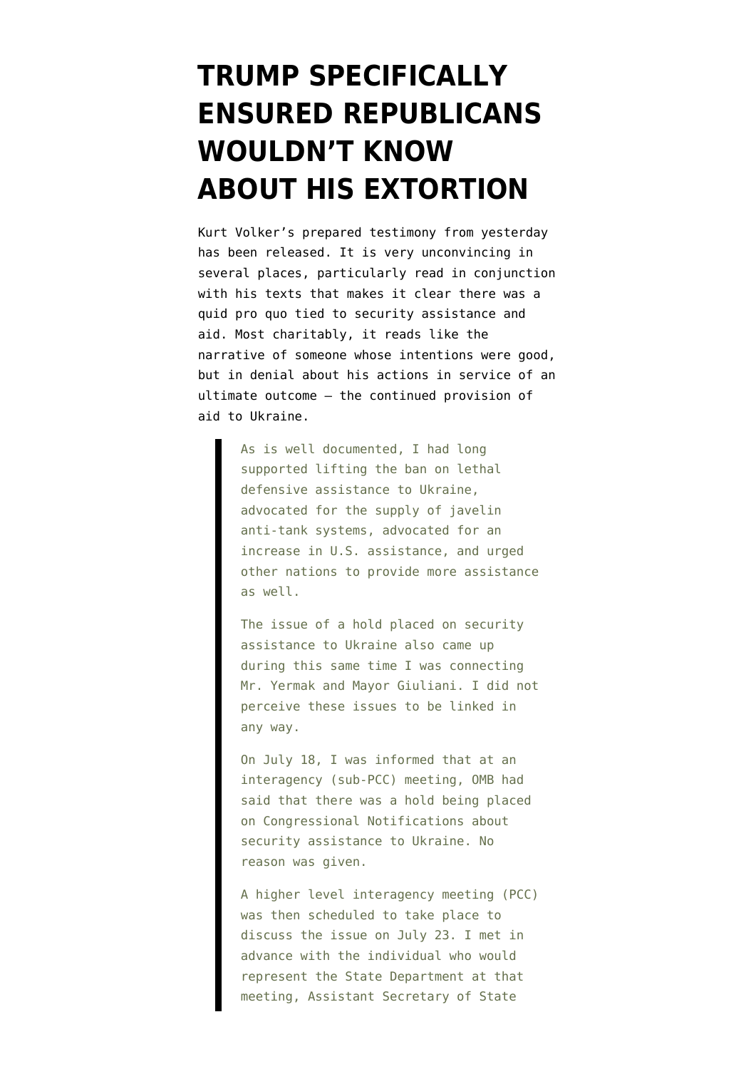# TRUMP SPECIFICALLY ENSURED REPUBLICANS WOULDN'T KNOW ABOUT HIS EXTORTION

Kurt Volker's prepared testimony from yesterday has been released. It is very unconvincing in several places, particularly read in conjunction with his texts that makes it clear there was a quid pro quo tied to security assistance and aid. Most charitably, it reads like the narrative of someone whose intentions were good, but in denial about his actions in service of an ultimate outcome — the continued provision of aid to Ukraine.

> As is well documented, I had long supported lifting the ban on lethal defensive assistance to Ukraine, advocated for the supply of javelin anti-tank systems, advocated for an increase in U.S. assistance, and urged other nations to provide more assistance as well.
>
> The issue of a hold placed on security assistance to Ukraine also came up during this same time I was connecting Mr. Yermak and Mayor Giuliani. I did not perceive these issues to be linked in any way.
>
> On July 18, I was informed that at an interagency (sub-PCC) meeting, OMB had said that there was a hold being placed on Congressional Notifications about security assistance to Ukraine. No reason was given.
>
> A higher level interagency meeting (PCC) was then scheduled to take place to discuss the issue on July 23. I met in advance with the individual who would represent the State Department at that meeting, Assistant Secretary of State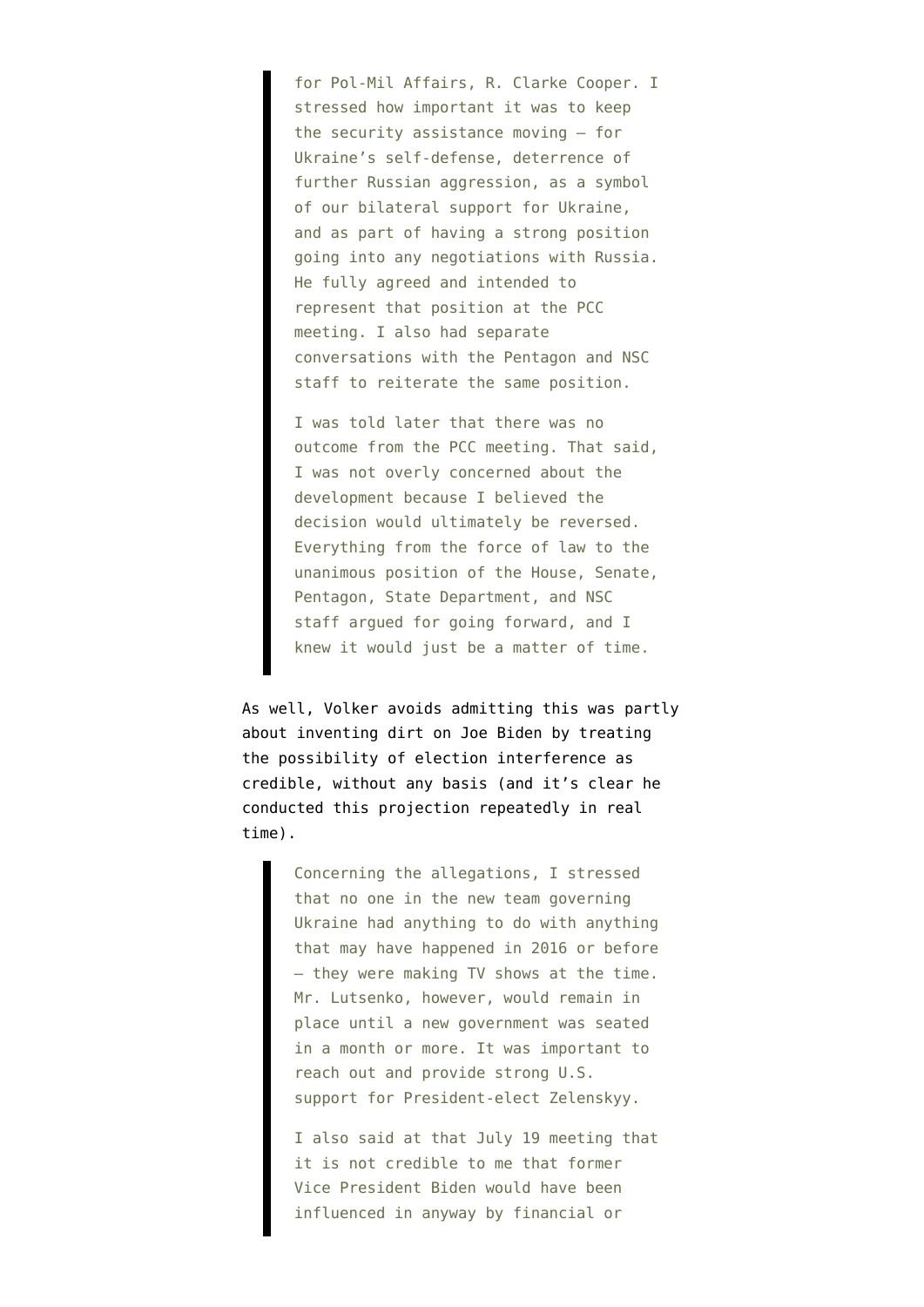> for Pol-Mil Affairs, R. Clarke Cooper. I stressed how important it was to keep the security assistance moving — for Ukraine's self-defense, deterrence of further Russian aggression, as a symbol of our bilateral support for Ukraine, and as part of having a strong position going into any negotiations with Russia. He fully agreed and intended to represent that position at the PCC meeting. I also had separate conversations with the Pentagon and NSC staff to reiterate the same position.
>
> I was told later that there was no outcome from the PCC meeting. That said, I was not overly concerned about the development because I believed the decision would ultimately be reversed. Everything from the force of law to the unanimous position of the House, Senate, Pentagon, State Department, and NSC staff argued for going forward, and I knew it would just be a matter of time.

As well, Volker avoids admitting this was partly about inventing dirt on Joe Biden by treating the possibility of election interference as credible, without any basis (and it's clear he conducted this projection repeatedly in real time).

> Concerning the allegations, I stressed that no one in the new team governing Ukraine had anything to do with anything that may have happened in 2016 or before — they were making TV shows at the time. Mr. Lutsenko, however, would remain in place until a new government was seated in a month or more. It was important to reach out and provide strong U.S. support for President-elect Zelenskyy.
>
> I also said at that July 19 meeting that it is not credible to me that former Vice President Biden would have been influenced in anyway by financial or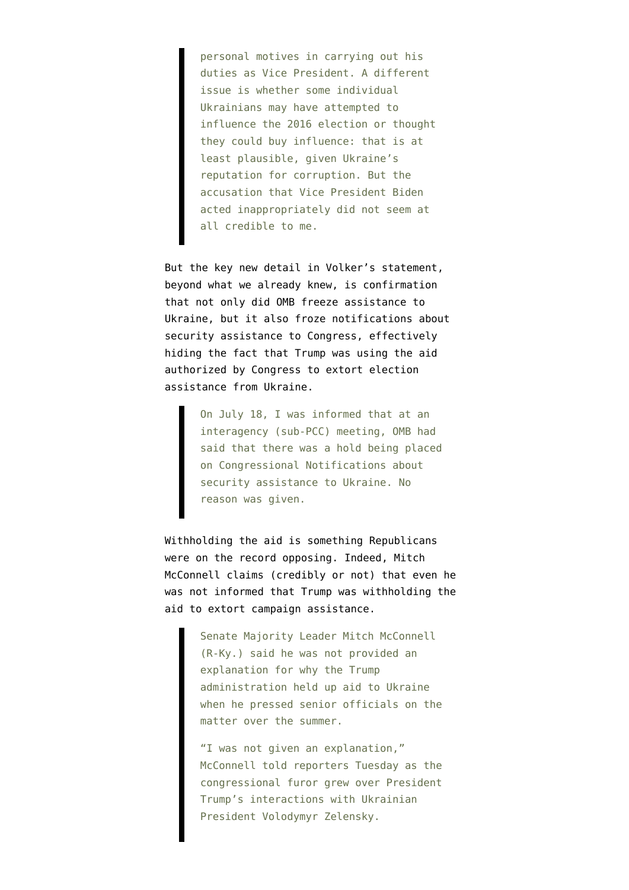> personal motives in carrying out his duties as Vice President. A different issue is whether some individual Ukrainians may have attempted to influence the 2016 election or thought they could buy influence: that is at least plausible, given Ukraine's reputation for corruption. But the accusation that Vice President Biden acted inappropriately did not seem at all credible to me.

But the key new detail in Volker's statement, beyond what we already knew, is confirmation that not only did OMB freeze assistance to Ukraine, but it also froze notifications about security assistance to Congress, effectively hiding the fact that Trump was using the aid authorized by Congress to extort election assistance from Ukraine.

> On July 18, I was informed that at an interagency (sub-PCC) meeting, OMB had said that there was a hold being placed on Congressional Notifications about security assistance to Ukraine. No reason was given.

Withholding the aid is something Republicans were on the record opposing. Indeed, Mitch McConnell claims (credibly or not) that even he was not informed that Trump was withholding the aid to extort campaign assistance.

> Senate Majority Leader Mitch McConnell (R-Ky.) said he was not provided an explanation for why the Trump administration held up aid to Ukraine when he pressed senior officials on the matter over the summer.
>
> "I was not given an explanation," McConnell told reporters Tuesday as the congressional furor grew over President Trump's interactions with Ukrainian President Volodymyr Zelensky.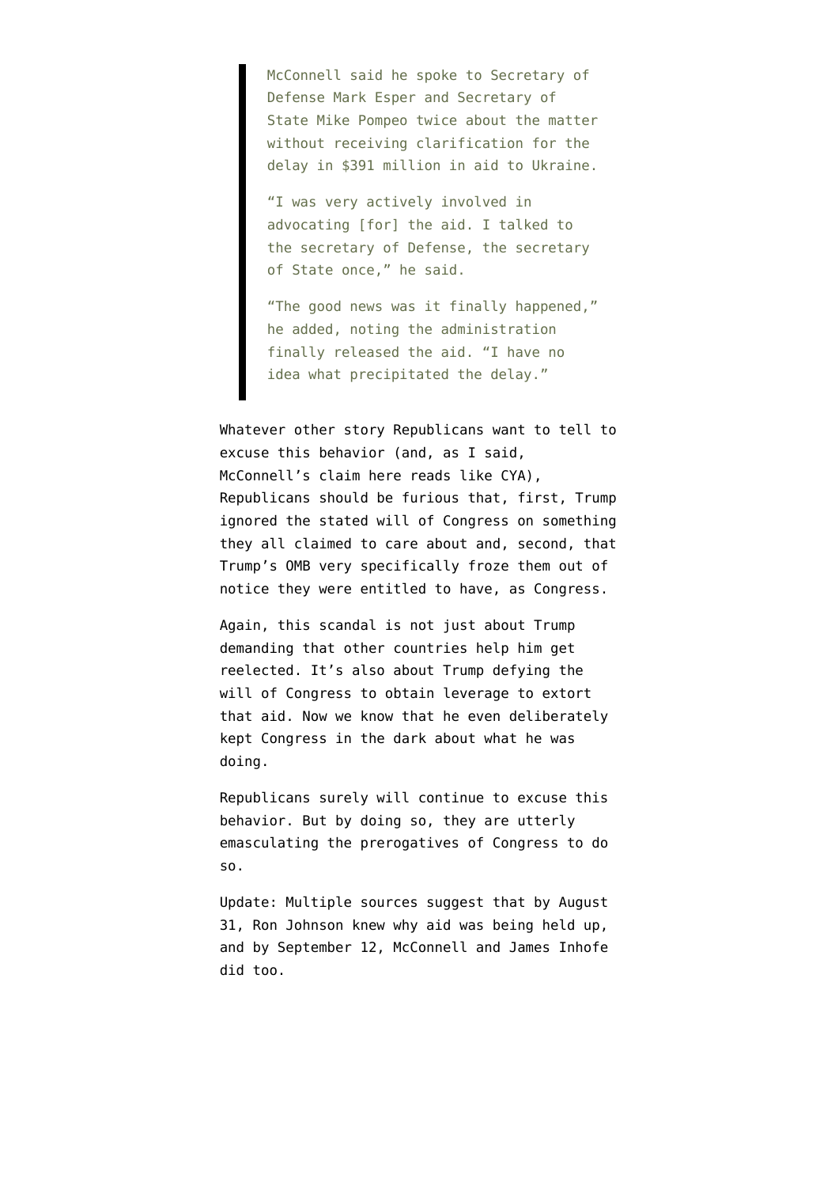> McConnell said he spoke to Secretary of Defense Mark Esper and Secretary of State Mike Pompeo twice about the matter without receiving clarification for the delay in $391 million in aid to Ukraine.
>
> "I was very actively involved in advocating [for] the aid. I talked to the secretary of Defense, the secretary of State once," he said.
>
> "The good news was it finally happened," he added, noting the administration finally released the aid. "I have no idea what precipitated the delay."

Whatever other story Republicans want to tell to excuse this behavior (and, as I said, McConnell's claim here reads like CYA), Republicans should be furious that, first, Trump ignored the stated will of Congress on something they all claimed to care about and, second, that Trump's OMB very specifically froze them out of notice they were entitled to have, as Congress.

Again, this scandal is not just about Trump demanding that other countries help him get reelected. It's also about Trump defying the will of Congress to obtain leverage to extort that aid. Now we know that he even deliberately kept Congress in the dark about what he was doing.

Republicans surely will continue to excuse this behavior. But by doing so, they are utterly emasculating the prerogatives of Congress to do so.

Update: Multiple sources suggest that by August 31, Ron Johnson knew why aid was being held up, and by September 12, McConnell and James Inhofe did too.